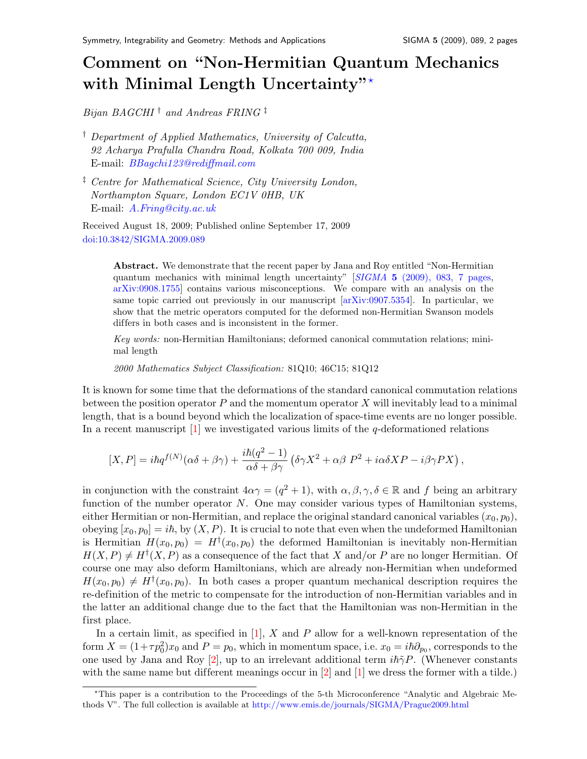# Comment on "Non-Hermitian Quantum Mechanics with Minimal Length Uncertainty"*

*Bijan BAGCHI* † and *Andreas FRING* ‡

† *Department of Applied Mathematics, University of Calcutta, 92 Acharya Prafulla Chandra Road, Kolkata 700 009, India*
E-mail: BBagchi123@rediffmail.com

‡ *Centre for Mathematical Science, City University London, Northampton Square, London EC1V 0HB, UK*
E-mail: A.Fring@city.ac.uk

Received August 18, 2009; Published online September 17, 2009
doi:10.3842/SIGMA.2009.089

> **Abstract.** We demonstrate that the recent paper by Jana and Roy entitled "Non-Hermitian quantum mechanics with minimal length uncertainty" [*SIGMA* **5** (2009), 083, 7 pages, arXiv:0908.1755] contains various misconceptions. We compare with an analysis on the same topic carried out previously in our manuscript [arXiv:0907.5354]. In particular, we show that the metric operators computed for the deformed non-Hermitian Swanson models differs in both cases and is inconsistent in the former.
>
> *Key words:* non-Hermitian Hamiltonians; deformed canonical commutation relations; minimal length
>
> *2000 Mathematics Subject Classification:* 81Q10; 46C15; 81Q12

It is known for some time that the deformations of the standard canonical commutation relations between the position operator $P$ and the momentum operator $X$ will inevitably lead to a minimal length, that is a bound beyond which the localization of space-time events are no longer possible. In a recent manuscript [1] we investigated various limits of the $q$-deformationed relations

$$[X,P] = i\hbar q^{f(N)}(\alpha\delta + \beta\gamma) + \frac{i\hbar(q^2-1)}{\alpha\delta+\beta\gamma}\left(\delta\gamma X^2 + \alpha\beta\ P^2 + i\alpha\delta XP - i\beta\gamma PX\right),$$

in conjunction with the constraint $4\alpha\gamma = (q^2+1)$, with $\alpha,\beta,\gamma,\delta \in \mathbb{R}$ and $f$ being an arbitrary function of the number operator $N$. One may consider various types of Hamiltonian systems, either Hermitian or non-Hermitian, and replace the original standard canonical variables $(x_0,p_0)$, obeying $[x_0,p_0] = i\hbar$, by $(X,P)$. It is crucial to note that even when the undeformed Hamiltonian is Hermitian $H(x_0,p_0) = H^\dagger(x_0,p_0)$ the deformed Hamiltonian is inevitably non-Hermitian $H(X,P) \neq H^\dagger(X,P)$ as a consequence of the fact that $X$ and/or $P$ are no longer Hermitian. Of course one may also deform Hamiltonians, which are already non-Hermitian when undeformed $H(x_0,p_0) \neq H^\dagger(x_0,p_0)$. In both cases a proper quantum mechanical description requires the re-definition of the metric to compensate for the introduction of non-Hermitian variables and in the latter an additional change due to the fact that the Hamiltonian was non-Hermitian in the first place.

In a certain limit, as specified in [1], $X$ and $P$ allow for a well-known representation of the form $X = (1+\tau p_0^2)x_0$ and $P = p_0$, which in momentum space, i.e. $x_0 = i\hbar\partial_{p_0}$, corresponds to the one used by Jana and Roy [2], up to an irrelevant additional term $i\hbar\tilde{\gamma}P$. (Whenever constants with the same name but different meanings occur in [2] and [1] we dress the former with a tilde.)

*This paper is a contribution to the Proceedings of the 5-th Microconference "Analytic and Algebraic Methods V". The full collection is available at http://www.emis.de/journals/SIGMA/Prague2009.html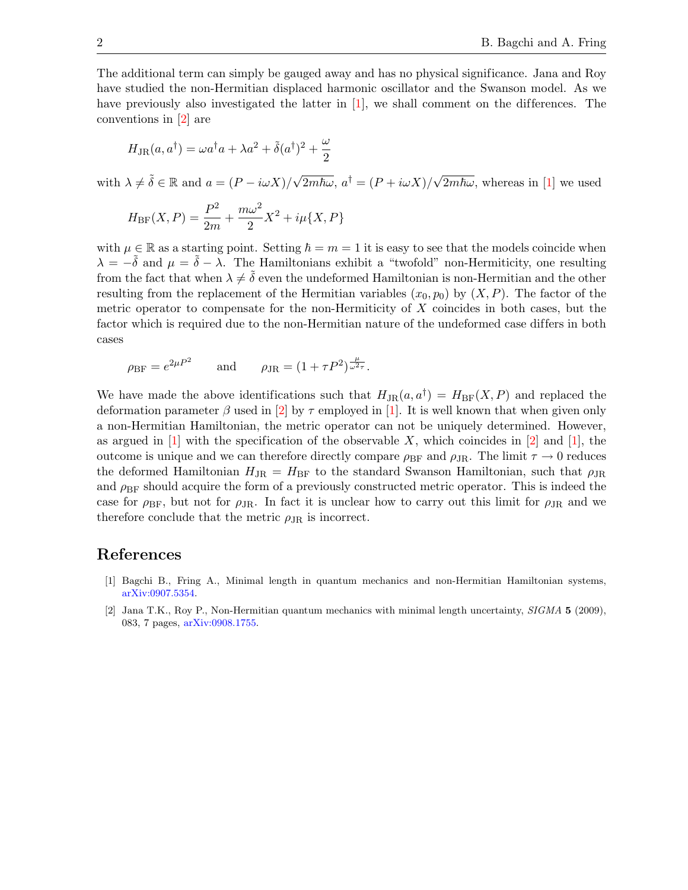The additional term can simply be gauged away and has no physical significance. Jana and Roy have studied the non-Hermitian displaced harmonic oscillator and the Swanson model. As we have previously also investigated the latter in [1], we shall comment on the differences. The conventions in [2] are

$$H_{\rm JR}(a,a^\dagger) = \omega a^\dagger a + \lambda a^2 + \tilde{\delta}(a^\dagger)^2 + \frac{\omega}{2}$$

with $\lambda \neq \tilde{\delta} \in \mathbb{R}$ and $a = (P - i\omega X)/\sqrt{2m\hbar\omega}$, $a^\dagger = (P + i\omega X)/\sqrt{2m\hbar\omega}$, whereas in [1] we used

$$H_{\rm BF}(X,P) = \frac{P^2}{2m} + \frac{m\omega^2}{2}X^2 + i\mu\{X,P\}$$

with $\mu \in \mathbb{R}$ as a starting point. Setting $\hbar = m = 1$ it is easy to see that the models coincide when $\lambda = -\tilde{\delta}$ and $\mu = \tilde{\delta} - \lambda$. The Hamiltonians exhibit a "twofold" non-Hermiticity, one resulting from the fact that when $\lambda \neq \tilde{\delta}$ even the undeformed Hamiltonian is non-Hermitian and the other resulting from the replacement of the Hermitian variables $(x_0, p_0)$ by $(X, P)$. The factor of the metric operator to compensate for the non-Hermiticity of $X$ coincides in both cases, but the factor which is required due to the non-Hermitian nature of the undeformed case differs in both cases

$$\rho_{\rm BF} = e^{2\mu P^2} \qquad \text{and} \qquad \rho_{\rm JR} = (1+\tau P^2)^{\frac{\mu}{\omega^2\tau}}.$$

We have made the above identifications such that $H_{\rm JR}(a,a^\dagger) = H_{\rm BF}(X,P)$ and replaced the deformation parameter $\beta$ used in [2] by $\tau$ employed in [1]. It is well known that when given only a non-Hermitian Hamiltonian, the metric operator can not be uniquely determined. However, as argued in [1] with the specification of the observable $X$, which coincides in [2] and [1], the outcome is unique and we can therefore directly compare $\rho_{\rm BF}$ and $\rho_{\rm JR}$. The limit $\tau \to 0$ reduces the deformed Hamiltonian $H_{\rm JR} = H_{\rm BF}$ to the standard Swanson Hamiltonian, such that $\rho_{\rm JR}$ and $\rho_{\rm BF}$ should acquire the form of a previously constructed metric operator. This is indeed the case for $\rho_{\rm BF}$, but not for $\rho_{\rm JR}$. In fact it is unclear how to carry out this limit for $\rho_{\rm JR}$ and we therefore conclude that the metric $\rho_{\rm JR}$ is incorrect.

## References

[1] Bagchi B., Fring A., Minimal length in quantum mechanics and non-Hermitian Hamiltonian systems, arXiv:0907.5354.

[2] Jana T.K., Roy P., Non-Hermitian quantum mechanics with minimal length uncertainty, *SIGMA* **5** (2009), 083, 7 pages, arXiv:0908.1755.